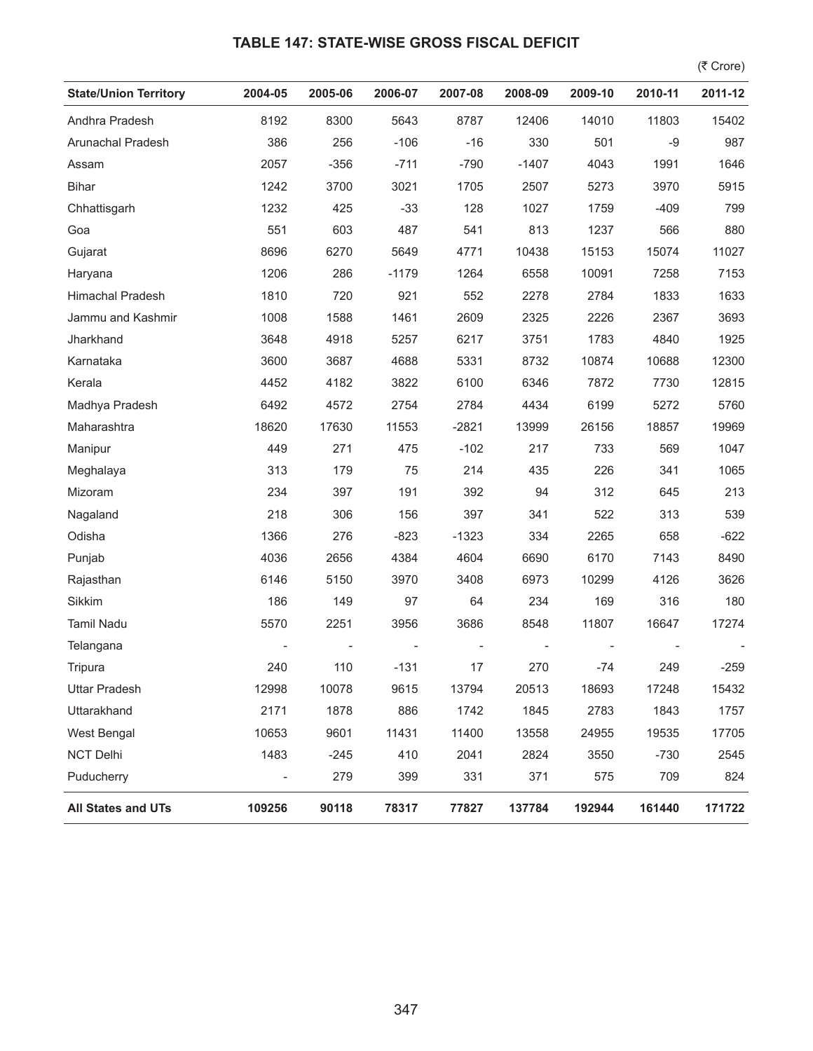# TABLE 147: STATE-WISE GROSS FISCAL DEFICIT

(₹ Crore)

| State/Union Territory | 2004-05 | 2005-06 | 2006-07 | 2007-08 | 2008-09 | 2009-10 | 2010-11 | 2011-12 |
|---|---|---|---|---|---|---|---|---|
| Andhra Pradesh | 8192 | 8300 | 5643 | 8787 | 12406 | 14010 | 11803 | 15402 |
| Arunachal Pradesh | 386 | 256 | -106 | -16 | 330 | 501 | -9 | 987 |
| Assam | 2057 | -356 | -711 | -790 | -1407 | 4043 | 1991 | 1646 |
| Bihar | 1242 | 3700 | 3021 | 1705 | 2507 | 5273 | 3970 | 5915 |
| Chhattisgarh | 1232 | 425 | -33 | 128 | 1027 | 1759 | -409 | 799 |
| Goa | 551 | 603 | 487 | 541 | 813 | 1237 | 566 | 880 |
| Gujarat | 8696 | 6270 | 5649 | 4771 | 10438 | 15153 | 15074 | 11027 |
| Haryana | 1206 | 286 | -1179 | 1264 | 6558 | 10091 | 7258 | 7153 |
| Himachal Pradesh | 1810 | 720 | 921 | 552 | 2278 | 2784 | 1833 | 1633 |
| Jammu and Kashmir | 1008 | 1588 | 1461 | 2609 | 2325 | 2226 | 2367 | 3693 |
| Jharkhand | 3648 | 4918 | 5257 | 6217 | 3751 | 1783 | 4840 | 1925 |
| Karnataka | 3600 | 3687 | 4688 | 5331 | 8732 | 10874 | 10688 | 12300 |
| Kerala | 4452 | 4182 | 3822 | 6100 | 6346 | 7872 | 7730 | 12815 |
| Madhya Pradesh | 6492 | 4572 | 2754 | 2784 | 4434 | 6199 | 5272 | 5760 |
| Maharashtra | 18620 | 17630 | 11553 | -2821 | 13999 | 26156 | 18857 | 19969 |
| Manipur | 449 | 271 | 475 | -102 | 217 | 733 | 569 | 1047 |
| Meghalaya | 313 | 179 | 75 | 214 | 435 | 226 | 341 | 1065 |
| Mizoram | 234 | 397 | 191 | 392 | 94 | 312 | 645 | 213 |
| Nagaland | 218 | 306 | 156 | 397 | 341 | 522 | 313 | 539 |
| Odisha | 1366 | 276 | -823 | -1323 | 334 | 2265 | 658 | -622 |
| Punjab | 4036 | 2656 | 4384 | 4604 | 6690 | 6170 | 7143 | 8490 |
| Rajasthan | 6146 | 5150 | 3970 | 3408 | 6973 | 10299 | 4126 | 3626 |
| Sikkim | 186 | 149 | 97 | 64 | 234 | 169 | 316 | 180 |
| Tamil Nadu | 5570 | 2251 | 3956 | 3686 | 8548 | 11807 | 16647 | 17274 |
| Telangana | - | - | - | - | - | - | - | - |
| Tripura | 240 | 110 | -131 | 17 | 270 | -74 | 249 | -259 |
| Uttar Pradesh | 12998 | 10078 | 9615 | 13794 | 20513 | 18693 | 17248 | 15432 |
| Uttarakhand | 2171 | 1878 | 886 | 1742 | 1845 | 2783 | 1843 | 1757 |
| West Bengal | 10653 | 9601 | 11431 | 11400 | 13558 | 24955 | 19535 | 17705 |
| NCT Delhi | 1483 | -245 | 410 | 2041 | 2824 | 3550 | -730 | 2545 |
| Puducherry | - | 279 | 399 | 331 | 371 | 575 | 709 | 824 |
| **All States and UTs** | **109256** | **90118** | **78317** | **77827** | **137784** | **192944** | **161440** | **171722** |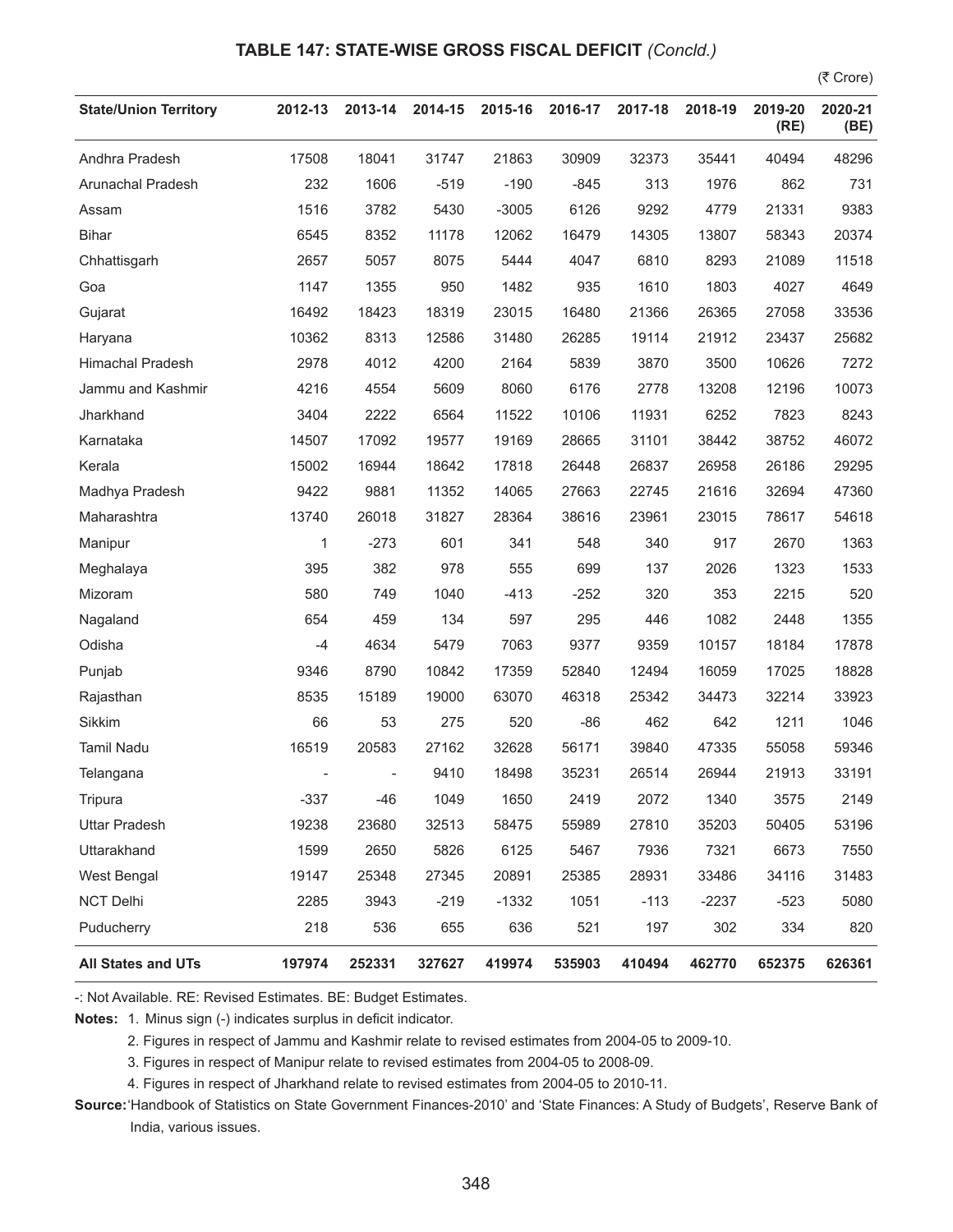## TABLE 147: STATE-WISE GROSS FISCAL DEFICIT *(Concld.)*

(₹ Crore)

| State/Union Territory | 2012-13 | 2013-14 | 2014-15 | 2015-16 | 2016-17 | 2017-18 | 2018-19 | 2019-20 (RE) | 2020-21 (BE) |
|---|---|---|---|---|---|---|---|---|---|
| Andhra Pradesh | 17508 | 18041 | 31747 | 21863 | 30909 | 32373 | 35441 | 40494 | 48296 |
| Arunachal Pradesh | 232 | 1606 | -519 | -190 | -845 | 313 | 1976 | 862 | 731 |
| Assam | 1516 | 3782 | 5430 | -3005 | 6126 | 9292 | 4779 | 21331 | 9383 |
| Bihar | 6545 | 8352 | 11178 | 12062 | 16479 | 14305 | 13807 | 58343 | 20374 |
| Chhattisgarh | 2657 | 5057 | 8075 | 5444 | 4047 | 6810 | 8293 | 21089 | 11518 |
| Goa | 1147 | 1355 | 950 | 1482 | 935 | 1610 | 1803 | 4027 | 4649 |
| Gujarat | 16492 | 18423 | 18319 | 23015 | 16480 | 21366 | 26365 | 27058 | 33536 |
| Haryana | 10362 | 8313 | 12586 | 31480 | 26285 | 19114 | 21912 | 23437 | 25682 |
| Himachal Pradesh | 2978 | 4012 | 4200 | 2164 | 5839 | 3870 | 3500 | 10626 | 7272 |
| Jammu and Kashmir | 4216 | 4554 | 5609 | 8060 | 6176 | 2778 | 13208 | 12196 | 10073 |
| Jharkhand | 3404 | 2222 | 6564 | 11522 | 10106 | 11931 | 6252 | 7823 | 8243 |
| Karnataka | 14507 | 17092 | 19577 | 19169 | 28665 | 31101 | 38442 | 38752 | 46072 |
| Kerala | 15002 | 16944 | 18642 | 17818 | 26448 | 26837 | 26958 | 26186 | 29295 |
| Madhya Pradesh | 9422 | 9881 | 11352 | 14065 | 27663 | 22745 | 21616 | 32694 | 47360 |
| Maharashtra | 13740 | 26018 | 31827 | 28364 | 38616 | 23961 | 23015 | 78617 | 54618 |
| Manipur | 1 | -273 | 601 | 341 | 548 | 340 | 917 | 2670 | 1363 |
| Meghalaya | 395 | 382 | 978 | 555 | 699 | 137 | 2026 | 1323 | 1533 |
| Mizoram | 580 | 749 | 1040 | -413 | -252 | 320 | 353 | 2215 | 520 |
| Nagaland | 654 | 459 | 134 | 597 | 295 | 446 | 1082 | 2448 | 1355 |
| Odisha | -4 | 4634 | 5479 | 7063 | 9377 | 9359 | 10157 | 18184 | 17878 |
| Punjab | 9346 | 8790 | 10842 | 17359 | 52840 | 12494 | 16059 | 17025 | 18828 |
| Rajasthan | 8535 | 15189 | 19000 | 63070 | 46318 | 25342 | 34473 | 32214 | 33923 |
| Sikkim | 66 | 53 | 275 | 520 | -86 | 462 | 642 | 1211 | 1046 |
| Tamil Nadu | 16519 | 20583 | 27162 | 32628 | 56171 | 39840 | 47335 | 55058 | 59346 |
| Telangana | - | - | 9410 | 18498 | 35231 | 26514 | 26944 | 21913 | 33191 |
| Tripura | -337 | -46 | 1049 | 1650 | 2419 | 2072 | 1340 | 3575 | 2149 |
| Uttar Pradesh | 19238 | 23680 | 32513 | 58475 | 55989 | 27810 | 35203 | 50405 | 53196 |
| Uttarakhand | 1599 | 2650 | 5826 | 6125 | 5467 | 7936 | 7321 | 6673 | 7550 |
| West Bengal | 19147 | 25348 | 27345 | 20891 | 25385 | 28931 | 33486 | 34116 | 31483 |
| NCT Delhi | 2285 | 3943 | -219 | -1332 | 1051 | -113 | -2237 | -523 | 5080 |
| Puducherry | 218 | 536 | 655 | 636 | 521 | 197 | 302 | 334 | 820 |
| **All States and UTs** | **197974** | **252331** | **327627** | **419974** | **535903** | **410494** | **462770** | **652375** | **626361** |

-: Not Available. RE: Revised Estimates. BE: Budget Estimates.

**Notes:** 1. Minus sign (-) indicates surplus in deficit indicator.

2. Figures in respect of Jammu and Kashmir relate to revised estimates from 2004-05 to 2009-10.

3. Figures in respect of Manipur relate to revised estimates from 2004-05 to 2008-09.

4. Figures in respect of Jharkhand relate to revised estimates from 2004-05 to 2010-11.

**Source:** 'Handbook of Statistics on State Government Finances-2010' and 'State Finances: A Study of Budgets', Reserve Bank of India, various issues.